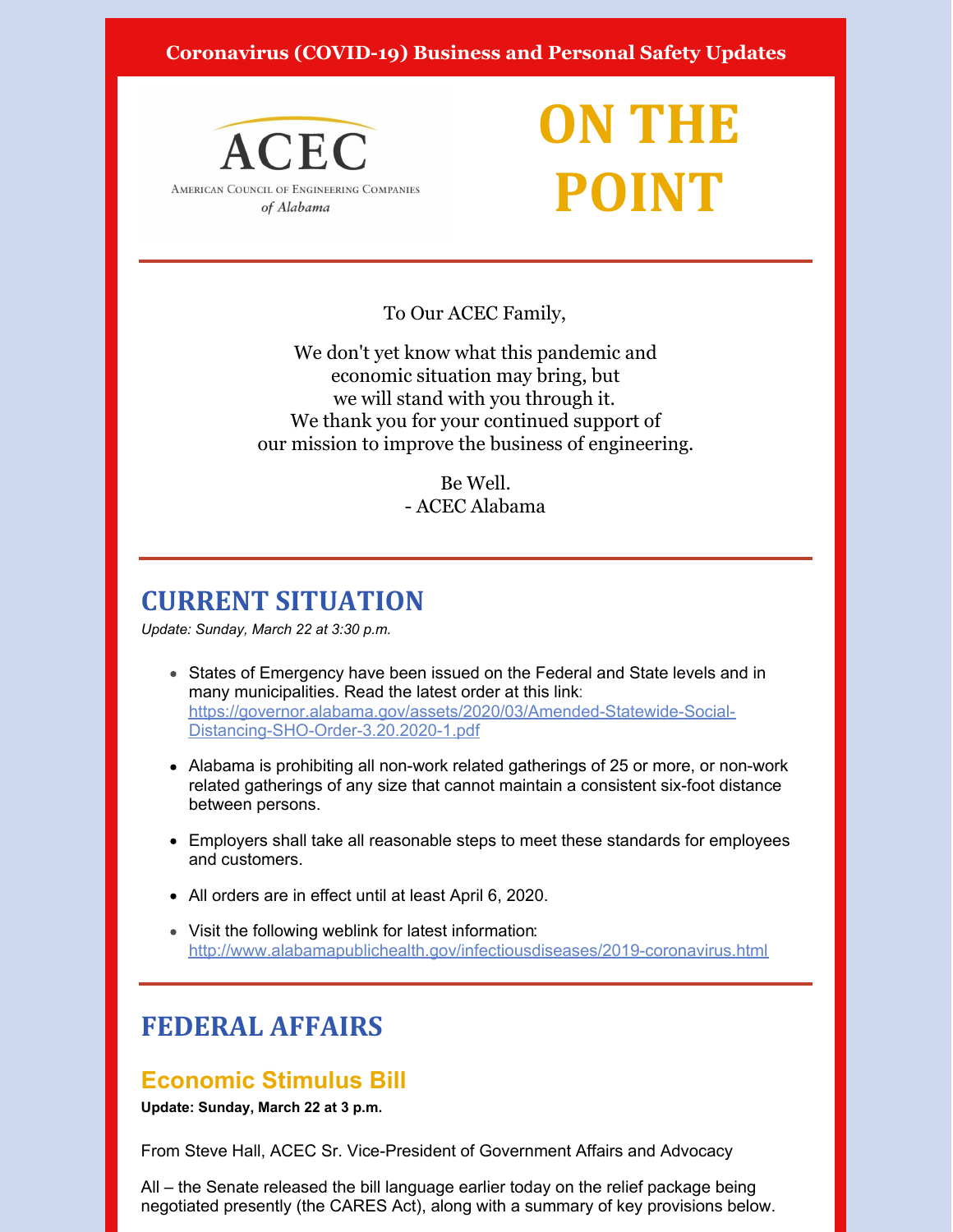**Coronavirus (COVID-19) Business and Personal Safety Updates**

ACEC

American Council of Engineering Companies of Alabama

# ON THE POINT

To Our ACEC Family,

We don't yet know what this pandemic and economic situation may bring, but we will stand with you through it. We thank you for your continued support of our mission to improve the business of engineering.

Be Well.
- ACEC Alabama

## CURRENT SITUATION

*Update: Sunday, March 22 at 3:30 p.m.*

- States of Emergency have been issued on the Federal and State levels and in many municipalities. Read the latest order at this link: https://governor.alabama.gov/assets/2020/03/Amended-Statewide-Social-Distancing-SHO-Order-3.20.2020-1.pdf
- Alabama is prohibiting all non-work related gatherings of 25 or more, or non-work related gatherings of any size that cannot maintain a consistent six-foot distance between persons.
- Employers shall take all reasonable steps to meet these standards for employees and customers.
- All orders are in effect until at least April 6, 2020.
- Visit the following weblink for latest information: http://www.alabamapublichealth.gov/infectiousdiseases/2019-coronavirus.html

## FEDERAL AFFAIRS

### Economic Stimulus Bill

**Update: Sunday, March 22 at 3 p.m.**

From Steve Hall, ACEC Sr. Vice-President of Government Affairs and Advocacy

All – the Senate released the bill language earlier today on the relief package being negotiated presently (the CARES Act), along with a summary of key provisions below.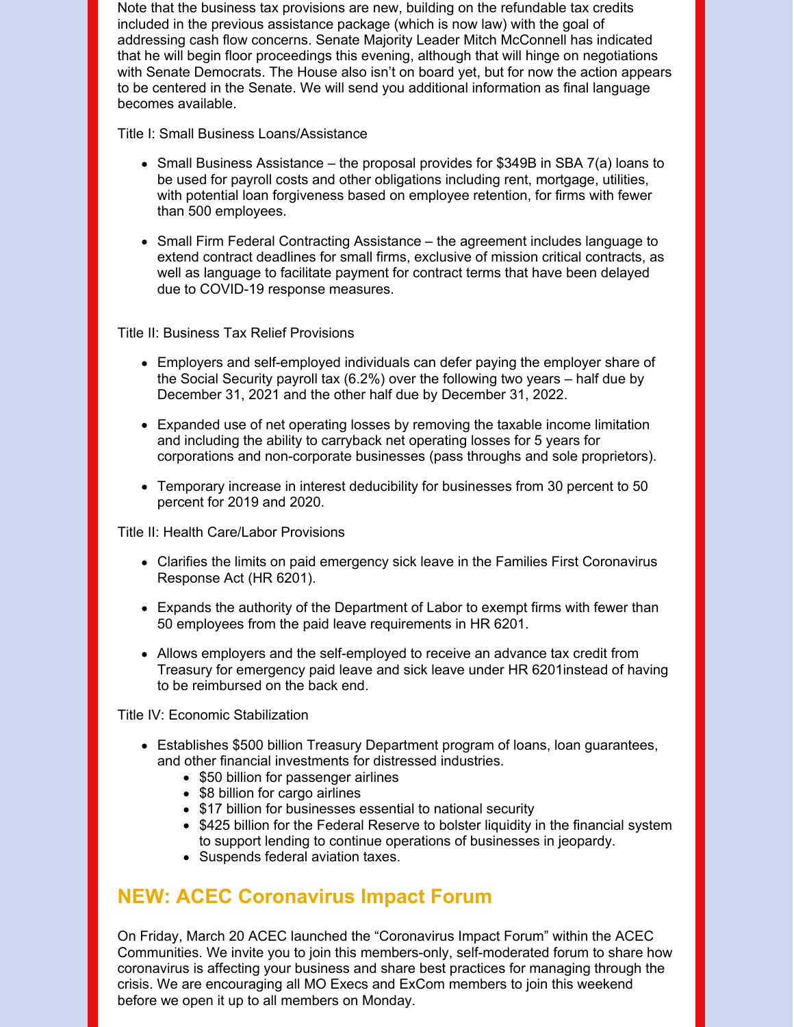Note that the business tax provisions are new, building on the refundable tax credits included in the previous assistance package (which is now law) with the goal of addressing cash flow concerns. Senate Majority Leader Mitch McConnell has indicated that he will begin floor proceedings this evening, although that will hinge on negotiations with Senate Democrats. The House also isn't on board yet, but for now the action appears to be centered in the Senate. We will send you additional information as final language becomes available.

Title I: Small Business Loans/Assistance

- Small Business Assistance – the proposal provides for $349B in SBA 7(a) loans to be used for payroll costs and other obligations including rent, mortgage, utilities, with potential loan forgiveness based on employee retention, for firms with fewer than 500 employees.
- Small Firm Federal Contracting Assistance – the agreement includes language to extend contract deadlines for small firms, exclusive of mission critical contracts, as well as language to facilitate payment for contract terms that have been delayed due to COVID-19 response measures.

Title II: Business Tax Relief Provisions

- Employers and self-employed individuals can defer paying the employer share of the Social Security payroll tax (6.2%) over the following two years – half due by December 31, 2021 and the other half due by December 31, 2022.
- Expanded use of net operating losses by removing the taxable income limitation and including the ability to carryback net operating losses for 5 years for corporations and non-corporate businesses (pass throughs and sole proprietors).
- Temporary increase in interest deducibility for businesses from 30 percent to 50 percent for 2019 and 2020.

Title II: Health Care/Labor Provisions

- Clarifies the limits on paid emergency sick leave in the Families First Coronavirus Response Act (HR 6201).
- Expands the authority of the Department of Labor to exempt firms with fewer than 50 employees from the paid leave requirements in HR 6201.
- Allows employers and the self-employed to receive an advance tax credit from Treasury for emergency paid leave and sick leave under HR 6201instead of having to be reimbursed on the back end.

Title IV: Economic Stabilization

- Establishes $500 billion Treasury Department program of loans, loan guarantees, and other financial investments for distressed industries.
  - $50 billion for passenger airlines
  - $8 billion for cargo airlines
  - $17 billion for businesses essential to national security
  - $425 billion for the Federal Reserve to bolster liquidity in the financial system to support lending to continue operations of businesses in jeopardy.
  - Suspends federal aviation taxes.

## NEW: ACEC Coronavirus Impact Forum

On Friday, March 20 ACEC launched the "Coronavirus Impact Forum" within the ACEC Communities. We invite you to join this members-only, self-moderated forum to share how coronavirus is affecting your business and share best practices for managing through the crisis. We are encouraging all MO Execs and ExCom members to join this weekend before we open it up to all members on Monday.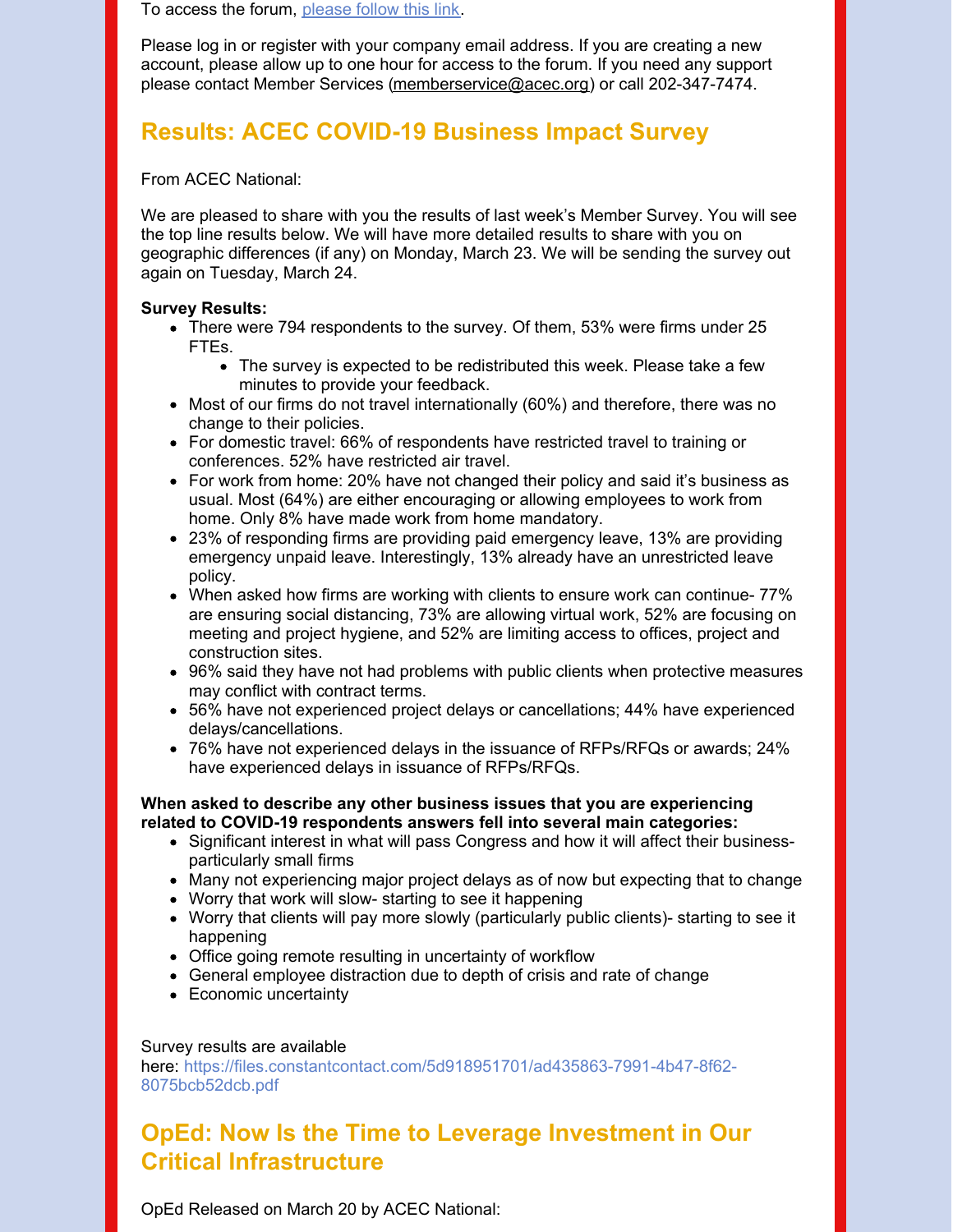To access the forum, [please follow this link](#).

Please log in or register with your company email address. If you are creating a new account, please allow up to one hour for access to the forum. If you need any support please contact Member Services (memberservice@acec.org) or call 202-347-7474.

## Results: ACEC COVID-19 Business Impact Survey

From ACEC National:

We are pleased to share with you the results of last week's Member Survey. You will see the top line results below. We will have more detailed results to share with you on geographic differences (if any) on Monday, March 23. We will be sending the survey out again on Tuesday, March 24.

**Survey Results:**

- There were 794 respondents to the survey. Of them, 53% were firms under 25 FTEs.
  - The survey is expected to be redistributed this week. Please take a few minutes to provide your feedback.
- Most of our firms do not travel internationally (60%) and therefore, there was no change to their policies.
- For domestic travel: 66% of respondents have restricted travel to training or conferences. 52% have restricted air travel.
- For work from home: 20% have not changed their policy and said it's business as usual. Most (64%) are either encouraging or allowing employees to work from home. Only 8% have made work from home mandatory.
- 23% of responding firms are providing paid emergency leave, 13% are providing emergency unpaid leave. Interestingly, 13% already have an unrestricted leave policy.
- When asked how firms are working with clients to ensure work can continue- 77% are ensuring social distancing, 73% are allowing virtual work, 52% are focusing on meeting and project hygiene, and 52% are limiting access to offices, project and construction sites.
- 96% said they have not had problems with public clients when protective measures may conflict with contract terms.
- 56% have not experienced project delays or cancellations; 44% have experienced delays/cancellations.
- 76% have not experienced delays in the issuance of RFPs/RFQs or awards; 24% have experienced delays in issuance of RFPs/RFQs.

**When asked to describe any other business issues that you are experiencing related to COVID-19 respondents answers fell into several main categories:**

- Significant interest in what will pass Congress and how it will affect their business- particularly small firms
- Many not experiencing major project delays as of now but expecting that to change
- Worry that work will slow- starting to see it happening
- Worry that clients will pay more slowly (particularly public clients)- starting to see it happening
- Office going remote resulting in uncertainty of workflow
- General employee distraction due to depth of crisis and rate of change
- Economic uncertainty

Survey results are available here: https://files.constantcontact.com/5d918951701/ad435863-7991-4b47-8f62-8075bcb52dcb.pdf

## OpEd: Now Is the Time to Leverage Investment in Our Critical Infrastructure

OpEd Released on March 20 by ACEC National: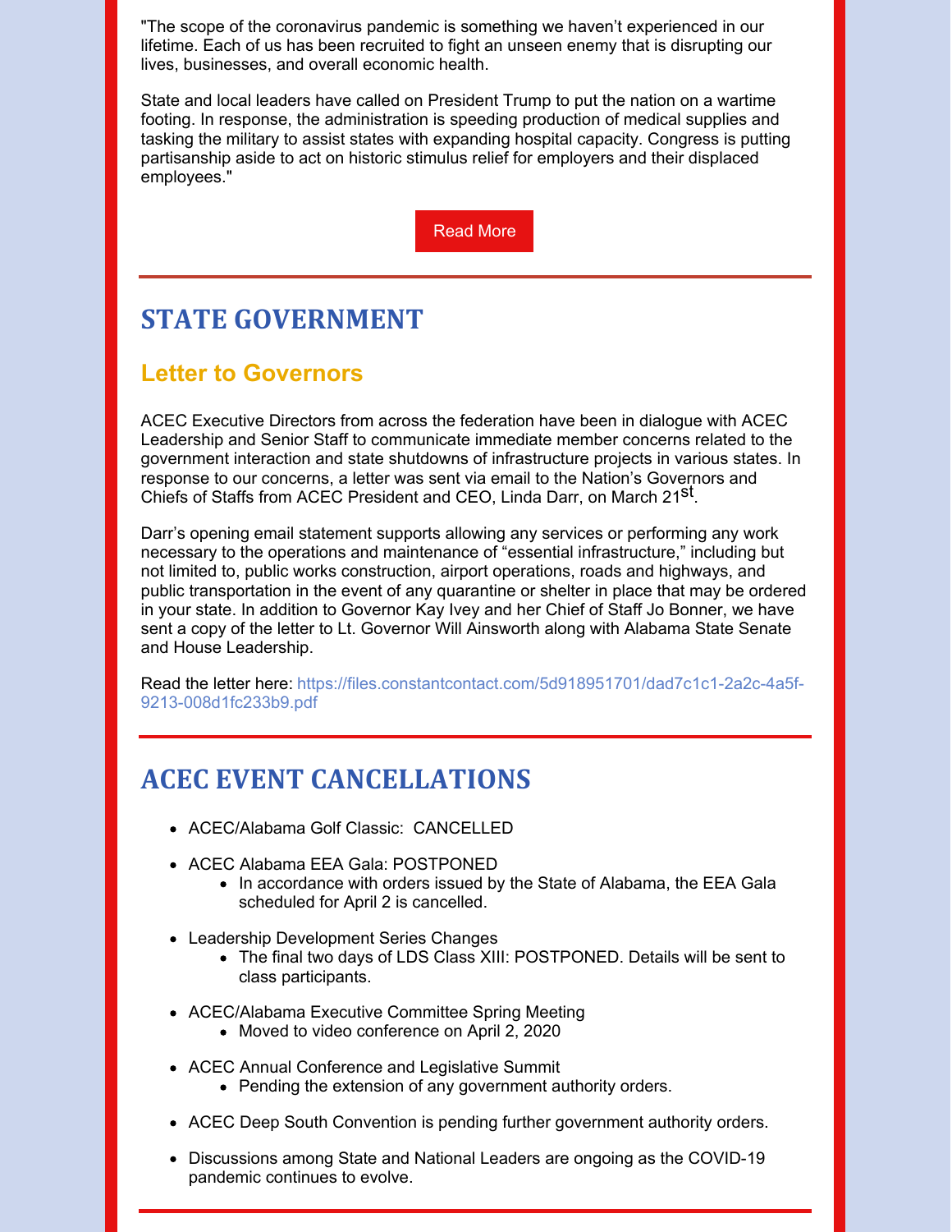"The scope of the coronavirus pandemic is something we haven't experienced in our lifetime. Each of us has been recruited to fight an unseen enemy that is disrupting our lives, businesses, and overall economic health.

State and local leaders have called on President Trump to put the nation on a wartime footing. In response, the administration is speeding production of medical supplies and tasking the military to assist states with expanding hospital capacity. Congress is putting partisanship aside to act on historic stimulus relief for employers and their displaced employees."

Read More

## STATE GOVERNMENT

### Letter to Governors

ACEC Executive Directors from across the federation have been in dialogue with ACEC Leadership and Senior Staff to communicate immediate member concerns related to the government interaction and state shutdowns of infrastructure projects in various states. In response to our concerns, a letter was sent via email to the Nation's Governors and Chiefs of Staffs from ACEC President and CEO, Linda Darr, on March 21st.

Darr's opening email statement supports allowing any services or performing any work necessary to the operations and maintenance of "essential infrastructure," including but not limited to, public works construction, airport operations, roads and highways, and public transportation in the event of any quarantine or shelter in place that may be ordered in your state. In addition to Governor Kay Ivey and her Chief of Staff Jo Bonner, we have sent a copy of the letter to Lt. Governor Will Ainsworth along with Alabama State Senate and House Leadership.

Read the letter here: https://files.constantcontact.com/5d918951701/dad7c1c1-2a2c-4a5f-9213-008d1fc233b9.pdf

## ACEC EVENT CANCELLATIONS

- ACEC/Alabama Golf Classic: CANCELLED
- ACEC Alabama EEA Gala: POSTPONED
  - In accordance with orders issued by the State of Alabama, the EEA Gala scheduled for April 2 is cancelled.
- Leadership Development Series Changes
  - The final two days of LDS Class XIII: POSTPONED. Details will be sent to class participants.
- ACEC/Alabama Executive Committee Spring Meeting
  - Moved to video conference on April 2, 2020
- ACEC Annual Conference and Legislative Summit
  - Pending the extension of any government authority orders.
- ACEC Deep South Convention is pending further government authority orders.
- Discussions among State and National Leaders are ongoing as the COVID-19 pandemic continues to evolve.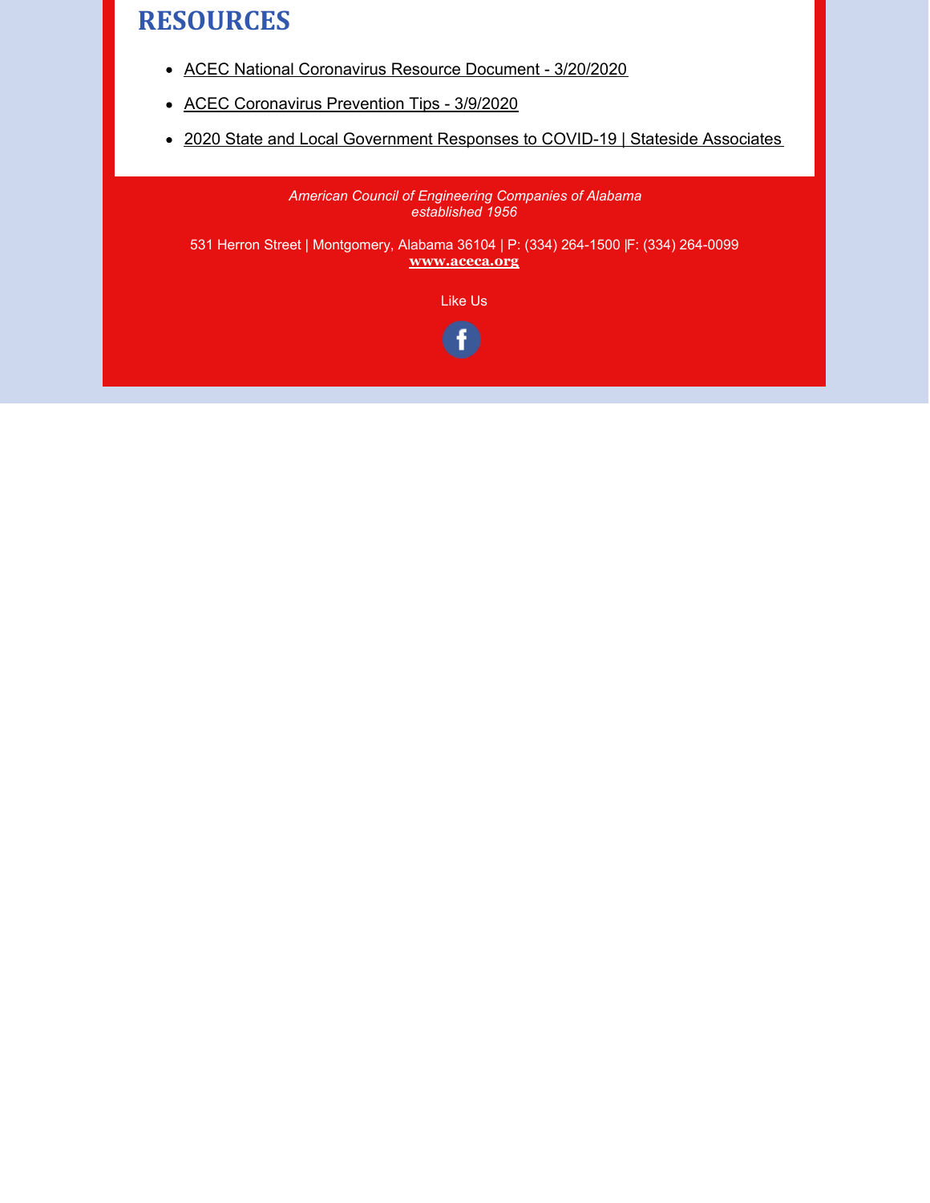# RESOURCES

- ACEC National Coronavirus Resource Document - 3/20/2020
- ACEC Coronavirus Prevention Tips - 3/9/2020
- 2020 State and Local Government Responses to COVID-19 | Stateside Associates

*American Council of Engineering Companies of Alabama*
*established 1956*

531 Herron Street | Montgomery, Alabama 36104 | P: (334) 264-1500 |F: (334) 264-0099
**www.aceca.org**

Like Us